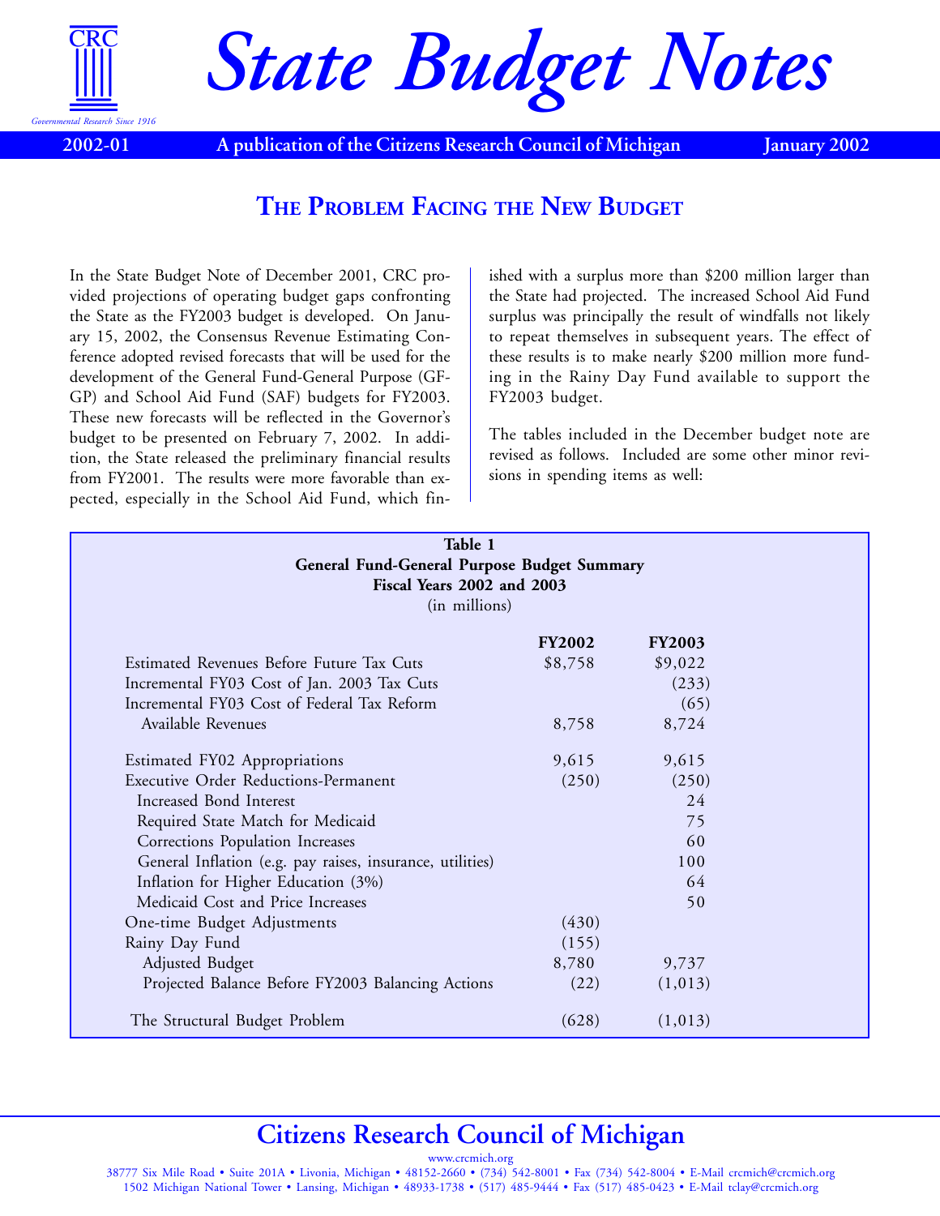# State Budget Notes

**2002-01** | **A publication of the Citizens Research Council of Michigan** | **January 2002**

## THE PROBLEM FACING THE NEW BUDGET

In the State Budget Note of December 2001, CRC provided projections of operating budget gaps confronting the State as the FY2003 budget is developed. On January 15, 2002, the Consensus Revenue Estimating Conference adopted revised forecasts that will be used for the development of the General Fund-General Purpose (GF-GP) and School Aid Fund (SAF) budgets for FY2003. These new forecasts will be reflected in the Governor's budget to be presented on February 7, 2002. In addition, the State released the preliminary financial results from FY2001. The results were more favorable than expected, especially in the School Aid Fund, which finished with a surplus more than $200 million larger than the State had projected. The increased School Aid Fund surplus was principally the result of windfalls not likely to repeat themselves in subsequent years. The effect of these results is to make nearly $200 million more funding in the Rainy Day Fund available to support the FY2003 budget.

The tables included in the December budget note are revised as follows. Included are some other minor revisions in spending items as well:

**Table 1**
**General Fund-General Purpose Budget Summary**
**Fiscal Years 2002 and 2003**
(in millions)

| | FY2002 | FY2003 |
|---|---|---|
| Estimated Revenues Before Future Tax Cuts | $8,758 | $9,022 |
| Incremental FY03 Cost of Jan. 2003 Tax Cuts | | (233) |
| Incremental FY03 Cost of Federal Tax Reform | | (65) |
| Available Revenues | 8,758 | 8,724 |
| Estimated FY02 Appropriations | 9,615 | 9,615 |
| Executive Order Reductions-Permanent | (250) | (250) |
| Increased Bond Interest | | 24 |
| Required State Match for Medicaid | | 75 |
| Corrections Population Increases | | 60 |
| General Inflation (e.g. pay raises, insurance, utilities) | | 100 |
| Inflation for Higher Education (3%) | | 64 |
| Medicaid Cost and Price Increases | | 50 |
| One-time Budget Adjustments | (430) | |
| Rainy Day Fund | (155) | |
| Adjusted Budget | 8,780 | 9,737 |
| Projected Balance Before FY2003 Balancing Actions | (22) | (1,013) |
| The Structural Budget Problem | (628) | (1,013) |

## Citizens Research Council of Michigan

www.crcmich.org
38777 Six Mile Road • Suite 201A • Livonia, Michigan • 48152-2660 • (734) 542-8001 • Fax (734) 542-8004 • E-Mail crcmich@crcmich.org
1502 Michigan National Tower • Lansing, Michigan • 48933-1738 • (517) 485-9444 • Fax (517) 485-0423 • E-Mail tclay@crcmich.org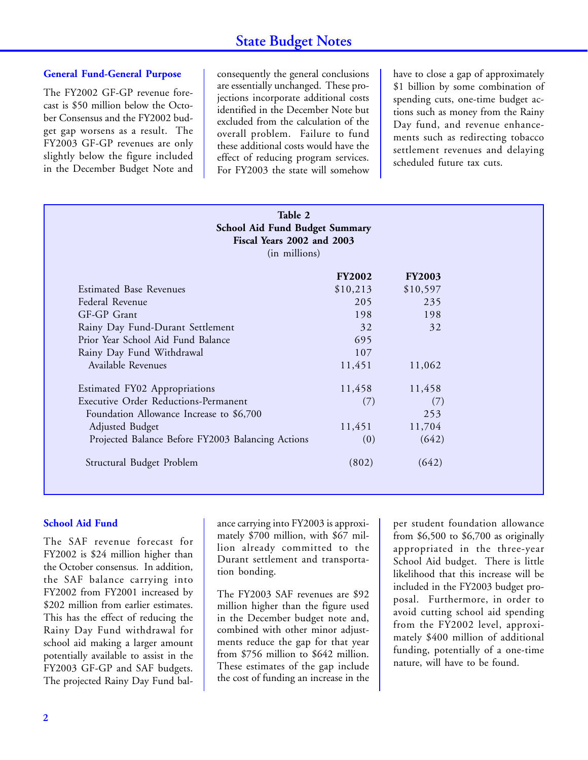### General Fund-General Purpose

The FY2002 GF-GP revenue forecast is $50 million below the October Consensus and the FY2002 budget gap worsens as a result. The FY2003 GF-GP revenues are only slightly below the figure included in the December Budget Note and consequently the general conclusions are essentially unchanged. These projections incorporate additional costs identified in the December Note but excluded from the calculation of the overall problem. Failure to fund these additional costs would have the effect of reducing program services. For FY2003 the state will somehow have to close a gap of approximately $1 billion by some combination of spending cuts, one-time budget actions such as money from the Rainy Day fund, and revenue enhancements such as redirecting tobacco settlement revenues and delaying scheduled future tax cuts.

**Table 2**
**School Aid Fund Budget Summary**
**Fiscal Years 2002 and 2003**
(in millions)

| | FY2002 | FY2003 |
|---|---|---|
| Estimated Base Revenues | $10,213 | $10,597 |
| Federal Revenue | 205 | 235 |
| GF-GP Grant | 198 | 198 |
| Rainy Day Fund-Durant Settlement | 32 | 32 |
| Prior Year School Aid Fund Balance | 695 | |
| Rainy Day Fund Withdrawal | 107 | |
| Available Revenues | 11,451 | 11,062 |
| | | |
| Estimated FY02 Appropriations | 11,458 | 11,458 |
| Executive Order Reductions-Permanent | (7) | (7) |
| Foundation Allowance Increase to $6,700 | | 253 |
| Adjusted Budget | 11,451 | 11,704 |
| Projected Balance Before FY2003 Balancing Actions | (0) | (642) |
| | | |
| Structural Budget Problem | (802) | (642) |

### School Aid Fund

The SAF revenue forecast for FY2002 is $24 million higher than the October consensus. In addition, the SAF balance carrying into FY2002 from FY2001 increased by $202 million from earlier estimates. This has the effect of reducing the Rainy Day Fund withdrawal for school aid making a larger amount potentially available to assist in the FY2003 GF-GP and SAF budgets. The projected Rainy Day Fund balance carrying into FY2003 is approximately $700 million, with $67 million already committed to the Durant settlement and transportation bonding.

The FY2003 SAF revenues are $92 million higher than the figure used in the December budget note and, combined with other minor adjustments reduce the gap for that year from $756 million to $642 million. These estimates of the gap include the cost of funding an increase in the per student foundation allowance from $6,500 to $6,700 as originally appropriated in the three-year School Aid budget. There is little likelihood that this increase will be included in the FY2003 budget proposal. Furthermore, in order to avoid cutting school aid spending from the FY2002 level, approximately $400 million of additional funding, potentially of a one-time nature, will have to be found.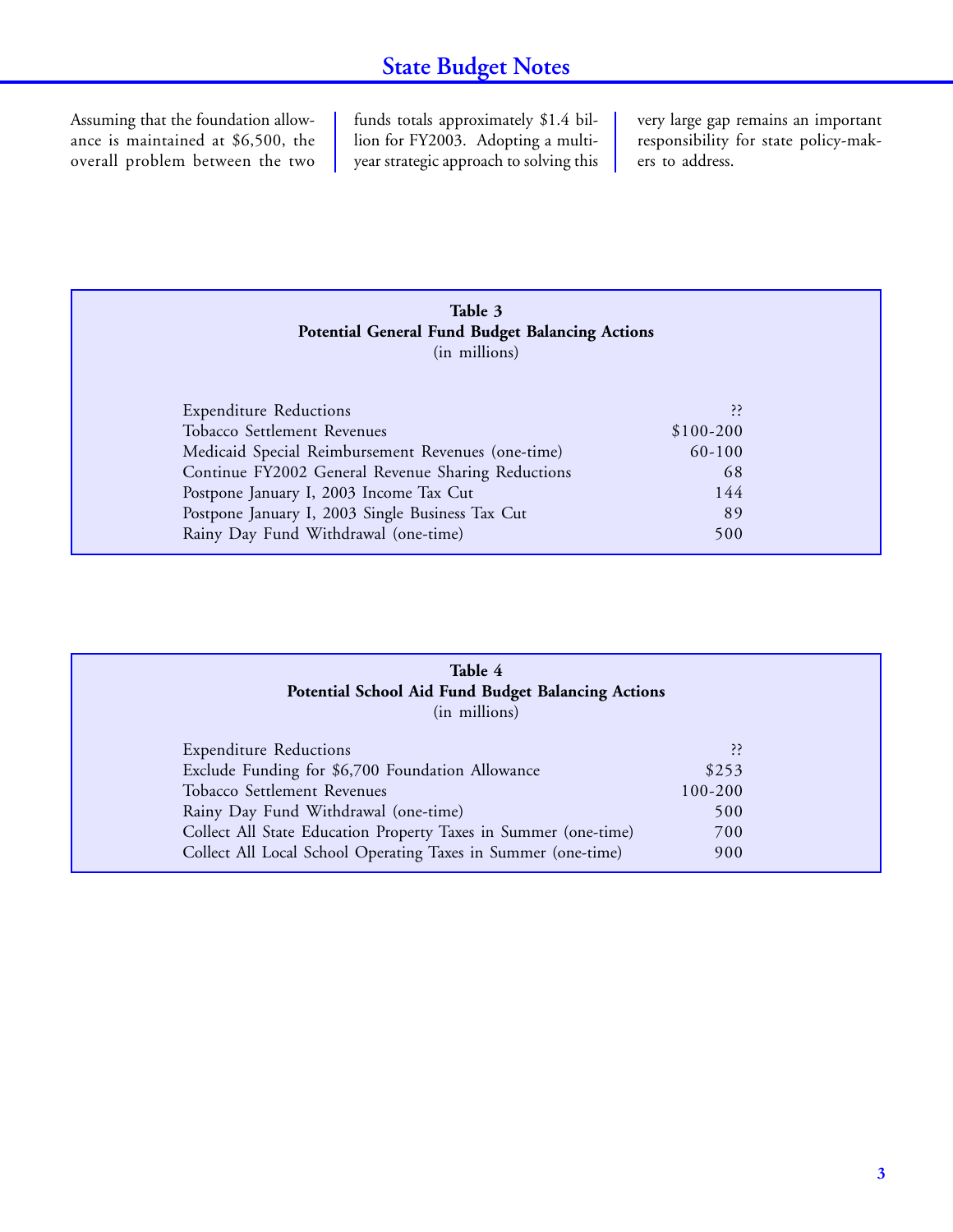Assuming that the foundation allowance is maintained at $6,500, the overall problem between the two funds totals approximately $1.4 billion for FY2003. Adopting a multi-year strategic approach to solving this very large gap remains an important responsibility for state policy-makers to address.

**Table 3**
**Potential General Fund Budget Balancing Actions**
(in millions)

| | |
|---|---|
| Expenditure Reductions | ?? |
| Tobacco Settlement Revenues | $100-200 |
| Medicaid Special Reimbursement Revenues (one-time) | 60-100 |
| Continue FY2002 General Revenue Sharing Reductions | 68 |
| Postpone January 1, 2003 Income Tax Cut | 144 |
| Postpone January 1, 2003 Single Business Tax Cut | 89 |
| Rainy Day Fund Withdrawal (one-time) | 500 |

**Table 4**
**Potential School Aid Fund Budget Balancing Actions**
(in millions)

| | |
|---|---|
| Expenditure Reductions | ?? |
| Exclude Funding for $6,700 Foundation Allowance | $253 |
| Tobacco Settlement Revenues | 100-200 |
| Rainy Day Fund Withdrawal (one-time) | 500 |
| Collect All State Education Property Taxes in Summer (one-time) | 700 |
| Collect All Local School Operating Taxes in Summer (one-time) | 900 |